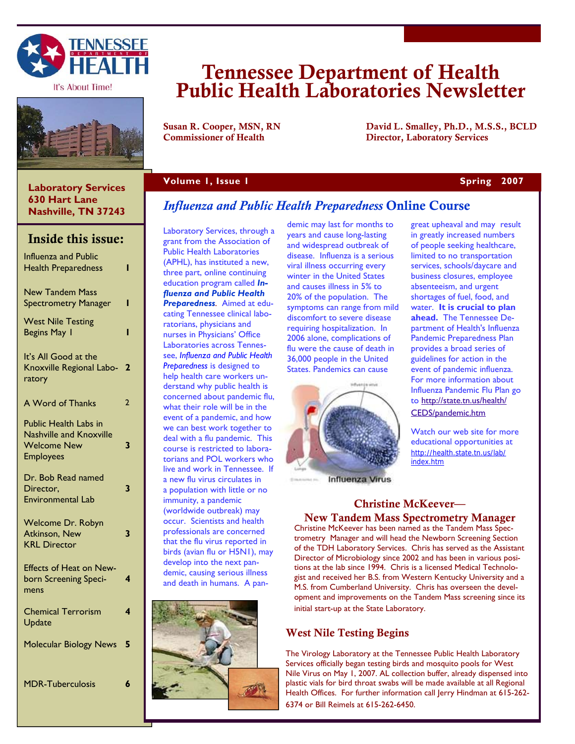# Tennessee Department of Health Public Health Laboratories Newsletter

**Susan R. Cooper, MSN, RN**
**Commissioner of Health**

**David L. Smalley, Ph.D., M.S.S., BCLD**
**Director, Laboratory Services**

**Volume 1, Issue 1** — **Spring 2007**

**Laboratory Services**
**630 Hart Lane**
**Nashville, TN 37243**

## Inside this issue:

| | |
|---|---|
| Influenza and Public Health Preparedness | 1 |
| New Tandem Mass Spectrometry Manager | 1 |
| West Nile Testing Begins May 1 | 1 |
| It's All Good at the Knoxville Regional Laboratory | 2 |
| A Word of Thanks | 2 |
| Public Health Labs in Nashville and Knoxville Welcome New Employees | 3 |
| Dr. Bob Read named Director, Environmental Lab | 3 |
| Welcome Dr. Robyn Atkinson, New KRL Director | 3 |
| Effects of Heat on Newborn Screening Specimens | 4 |
| Chemical Terrorism Update | 4 |
| Molecular Biology News | 5 |
| MDR-Tuberculosis | 6 |

## *Influenza and Public Health Preparedness* Online Course

Laboratory Services, through a grant from the Association of Public Health Laboratories (APHL), has instituted a new, three part, online continuing education program called ***Influenza and Public Health Preparedness***. Aimed at educating Tennessee clinical laboratorians, physicians and nurses in Physicians' Office Laboratories across Tennessee, *Influenza and Public Health Preparedness* is designed to help health care workers understand why public health is concerned about pandemic flu, what their role will be in the event of a pandemic, and how we can best work together to deal with a flu pandemic. This course is restricted to laboratorians and POL workers who live and work in Tennessee. If a new flu virus circulates in a population with little or no immunity, a pandemic (worldwide outbreak) may occur. Scientists and health professionals are concerned that the flu virus reported in birds (avian flu or H5N1), may develop into the next pandemic, causing serious illness and death in humans. A pandemic may last for months to years and cause long-lasting and widespread outbreak of disease. Influenza is a serious viral illness occurring every winter in the United States and causes illness in 5% to 20% of the population. The symptoms can range from mild discomfort to severe disease requiring hospitalization. In 2006 alone, complications of flu were the cause of death in 36,000 people in the United States. Pandemics can cause great upheaval and may result in greatly increased numbers of people seeking healthcare, limited to no transportation services, schools/daycare and business closures, employee absenteeism, and urgent shortages of fuel, food, and water. **It is crucial to plan ahead.** The Tennessee Department of Health's Influenza Pandemic Preparedness Plan provides a broad series of guidelines for action in the event of pandemic influenza. For more information about Influenza Pandemic Flu Plan go to http://state.tn.us/health/CEDS/pandemic.htm

Watch our web site for more educational opportunities at http://health.state.tn.us/lab/index.htm

Influenza Virus

## Christine McKeever— New Tandem Mass Spectrometry Manager

Christine McKeever has been named as the Tandem Mass Spectrometry Manager and will head the Newborn Screening Section of the TDH Laboratory Services. Chris has served as the Assistant Director of Microbiology since 2002 and has been in various positions at the lab since 1994. Chris is a licensed Medical Technologist and received her B.S. from Western Kentucky University and a M.S. from Cumberland University. Chris has overseen the development and improvements on the Tandem Mass screening since its initial start-up at the State Laboratory.

## West Nile Testing Begins

The Virology Laboratory at the Tennessee Public Health Laboratory Services officially began testing birds and mosquito pools for West Nile Virus on May 1, 2007. AL collection buffer, already dispensed into plastic vials for bird throat swabs will be made available at all Regional Health Offices. For further information call Jerry Hindman at 615-262-6374 or Bill Reimels at 615-262-6450.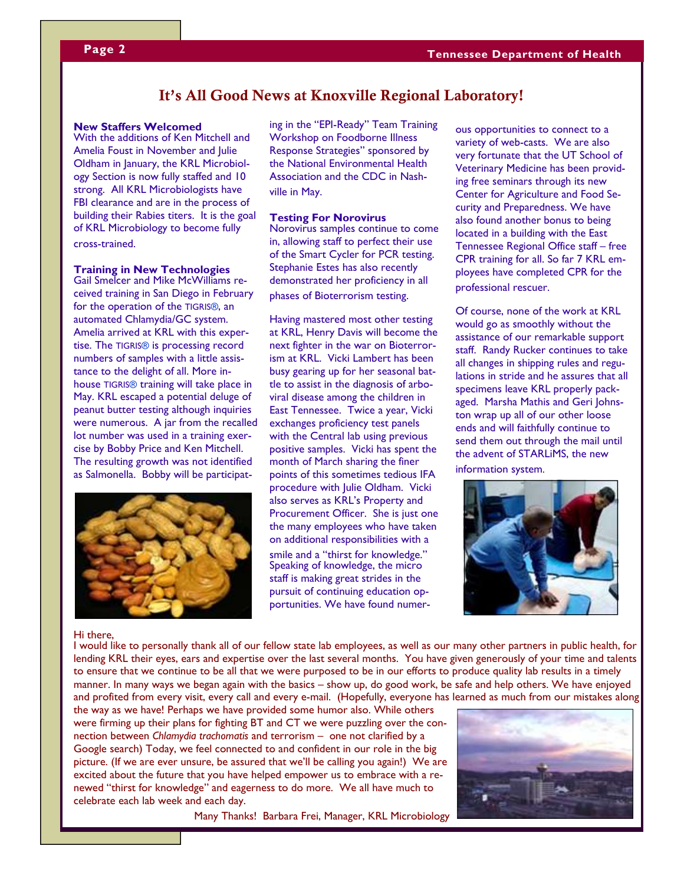## It's All Good News at Knoxville Regional Laboratory!

**New Staffers Welcomed**

With the additions of Ken Mitchell and Amelia Foust in November and Julie Oldham in January, the KRL Microbiology Section is now fully staffed and 10 strong. All KRL Microbiologists have FBI clearance and are in the process of building their Rabies titers. It is the goal of KRL Microbiology to become fully cross-trained.

**Training in New Technologies**

Gail Smelcer and Mike McWilliams received training in San Diego in February for the operation of the TIGRIS®, an automated Chlamydia/GC system. Amelia arrived at KRL with this expertise. The TIGRIS® is processing record numbers of samples with a little assistance to the delight of all. More in-house TIGRIS® training will take place in May. KRL escaped a potential deluge of peanut butter testing although inquiries were numerous. A jar from the recalled lot number was used in a training exercise by Bobby Price and Ken Mitchell. The resulting growth was not identified as Salmonella. Bobby will be participating in the "EPI-Ready" Team Training Workshop on Foodborne Illness Response Strategies" sponsored by the National Environmental Health Association and the CDC in Nashville in May.

**Testing For Norovirus**

Norovirus samples continue to come in, allowing staff to perfect their use of the Smart Cycler for PCR testing. Stephanie Estes has also recently demonstrated her proficiency in all phases of Bioterrorism testing.

Having mastered most other testing at KRL, Henry Davis will become the next fighter in the war on Bioterrorism at KRL. Vicki Lambert has been busy gearing up for her seasonal battle to assist in the diagnosis of arboviral disease among the children in East Tennessee. Twice a year, Vicki exchanges proficiency test panels with the Central lab using previous positive samples. Vicki has spent the month of March sharing the finer points of this sometimes tedious IFA procedure with Julie Oldham. Vicki also serves as KRL's Property and Procurement Officer. She is just one the many employees who have taken on additional responsibilities with a smile and a "thirst for knowledge." Speaking of knowledge, the micro staff is making great strides in the pursuit of continuing education opportunities. We have found numerous opportunities to connect to a variety of web-casts. We are also very fortunate that the UT School of Veterinary Medicine has been providing free seminars through its new Center for Agriculture and Food Security and Preparedness. We have also found another bonus to being located in a building with the East Tennessee Regional Office staff – free CPR training for all. So far 7 KRL employees have completed CPR for the professional rescuer.

Of course, none of the work at KRL would go as smoothly without the assistance of our remarkable support staff. Randy Rucker continues to take all changes in shipping rules and regulations in stride and he assures that all specimens leave KRL properly packaged. Marsha Mathis and Geri Johnston wrap up all of our other loose ends and will faithfully continue to send them out through the mail until the advent of STARLiMS, the new information system.

Hi there,

I would like to personally thank all of our fellow state lab employees, as well as our many other partners in public health, for lending KRL their eyes, ears and expertise over the last several months. You have given generously of your time and talents to ensure that we continue to be all that we were purposed to be in our efforts to produce quality lab results in a timely manner. In many ways we began again with the basics – show up, do good work, be safe and help others. We have enjoyed and profited from every visit, every call and every e-mail. (Hopefully, everyone has learned as much from our mistakes along the way as we have! Perhaps we have provided some humor also. While others were firming up their plans for fighting BT and CT we were puzzling over the connection between *Chlamydia trachomatis* and terrorism – one not clarified by a Google search) Today, we feel connected to and confident in our role in the big picture. (If we are ever unsure, be assured that we'll be calling you again!) We are excited about the future that you have helped empower us to embrace with a renewed "thirst for knowledge" and eagerness to do more. We all have much to celebrate each lab week and each day.

Many Thanks! Barbara Frei, Manager, KRL Microbiology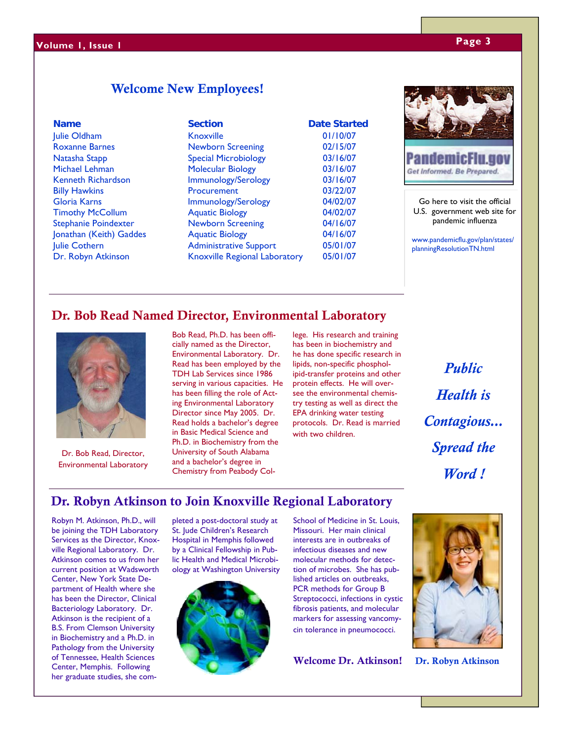## Welcome New Employees!

| Name | Section | Date Started |
|---|---|---|
| Julie Oldham | Knoxville | 01/10/07 |
| Roxanne Barnes | Newborn Screening | 02/15/07 |
| Natasha Stapp | Special Microbiology | 03/16/07 |
| Michael Lehman | Molecular Biology | 03/16/07 |
| Kenneth Richardson | Immunology/Serology | 03/16/07 |
| Billy Hawkins | Procurement | 03/22/07 |
| Gloria Karns | Immunology/Serology | 04/02/07 |
| Timothy McCollum | Aquatic Biology | 04/02/07 |
| Stephanie Poindexter | Newborn Screening | 04/16/07 |
| Jonathan (Keith) Gaddes | Aquatic Biology | 04/16/07 |
| Julie Cothern | Administrative Support | 05/01/07 |
| Dr. Robyn Atkinson | Knoxville Regional Laboratory | 05/01/07 |

PandemicFlu.gov
Get Informed. Be Prepared.

Go here to visit the official U.S. government web site for pandemic influenza

www.pandemicflu.gov/plan/states/planningResolutionTN.html

## Dr. Bob Read Named Director, Environmental Laboratory

Dr. Bob Read, Director, Environmental Laboratory

Bob Read, Ph.D. has been officially named as the Director, Environmental Laboratory. Dr. Read has been employed by the TDH Lab Services since 1986 serving in various capacities. He has been filling the role of Acting Environmental Laboratory Director since May 2005. Dr. Read holds a bachelor's degree in Basic Medical Science and Ph.D. in Biochemistry from the University of South Alabama and a bachelor's degree in Chemistry from Peabody College. His research and training has been in biochemistry and he has done specific research in lipids, non-specific phospholipid-transfer proteins and other protein effects. He will oversee the environmental chemistry testing as well as direct the EPA drinking water testing protocols. Dr. Read is married with two children.

*Public Health is Contagious... Spread the Word !*

## Dr. Robyn Atkinson to Join Knoxville Regional Laboratory

Robyn M. Atkinson, Ph.D., will be joining the TDH Laboratory Services as the Director, Knoxville Regional Laboratory. Dr. Atkinson comes to us from her current position at Wadsworth Center, New York State Department of Health where she has been the Director, Clinical Bacteriology Laboratory. Dr. Atkinson is the recipient of a B.S. From Clemson University in Biochemistry and a Ph.D. in Pathology from the University of Tennessee, Health Sciences Center, Memphis. Following her graduate studies, she completed a post-doctoral study at St. Jude Children's Research Hospital in Memphis followed by a Clinical Fellowship in Public Health and Medical Microbiology at Washington University School of Medicine in St. Louis, Missouri. Her main clinical interests are in outbreaks of infectious diseases and new molecular methods for detection of microbes. She has published articles on outbreaks, PCR methods for Group B Streptococci, infections in cystic fibrosis patients, and molecular markers for assessing vancomycin tolerance in pneumococci.

**Welcome Dr. Atkinson!**

Dr. Robyn Atkinson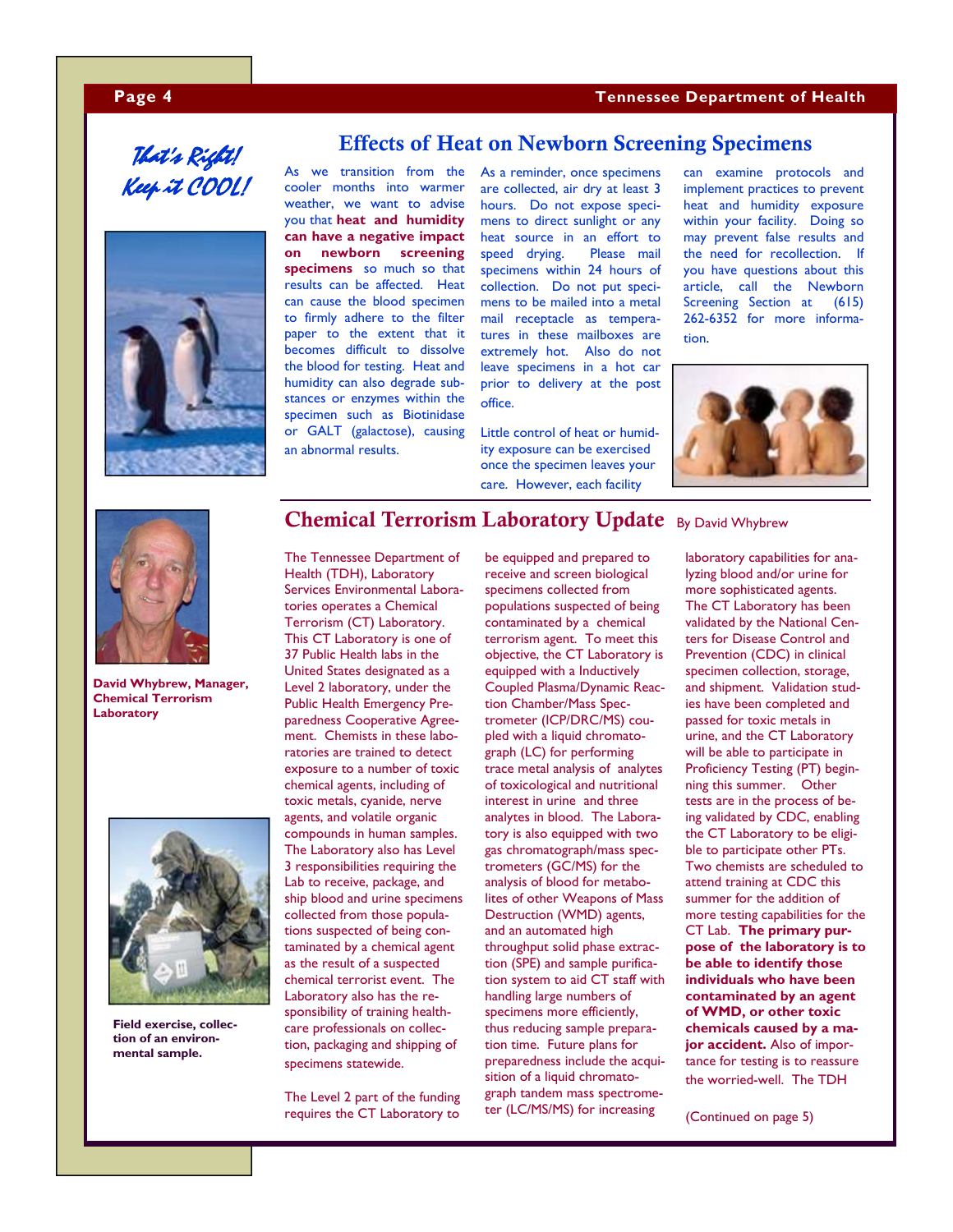*That's Right! Keep it COOL!*

## Effects of Heat on Newborn Screening Specimens

As we transition from the cooler months into warmer weather, we want to advise you that **heat and humidity can have a negative impact on newborn screening specimens** so much so that results can be affected. Heat can cause the blood specimen to firmly adhere to the filter paper to the extent that it becomes difficult to dissolve the blood for testing. Heat and humidity can also degrade substances or enzymes within the specimen such as Biotinidase or GALT (galactose), causing an abnormal results.

As a reminder, once specimens are collected, air dry at least 3 hours. Do not expose specimens to direct sunlight or any heat source in an effort to speed drying. Please mail specimens within 24 hours of collection. Do not put specimens to be mailed into a metal mail receptacle as temperatures in these mailboxes are extremely hot. Also do not leave specimens in a hot car prior to delivery at the post office.

Little control of heat or humidity exposure can be exercised once the specimen leaves your care. However, each facility can examine protocols and implement practices to prevent heat and humidity exposure within your facility. Doing so may prevent false results and the need for recollection. If you have questions about this article, call the Newborn Screening Section at (615) 262-6352 for more information.

## Chemical Terrorism Laboratory Update

By David Whybrew

**David Whybrew, Manager, Chemical Terrorism Laboratory**

The Tennessee Department of Health (TDH), Laboratory Services Environmental Laboratories operates a Chemical Terrorism (CT) Laboratory. This CT Laboratory is one of 37 Public Health labs in the United States designated as a Level 2 laboratory, under the Public Health Emergency Preparedness Cooperative Agreement. Chemists in these laboratories are trained to detect exposure to a number of toxic chemical agents, including of toxic metals, cyanide, nerve agents, and volatile organic compounds in human samples. The Laboratory also has Level 3 responsibilities requiring the Lab to receive, package, and ship blood and urine specimens collected from those populations suspected of being contaminated by a chemical agent as the result of a suspected chemical terrorist event. The Laboratory also has the responsibility of training healthcare professionals on collection, packaging and shipping of specimens statewide.

The Level 2 part of the funding requires the CT Laboratory to be equipped and prepared to receive and screen biological specimens collected from populations suspected of being contaminated by a chemical terrorism agent. To meet this objective, the CT Laboratory is equipped with a Inductively Coupled Plasma/Dynamic Reaction Chamber/Mass Spectrometer (ICP/DRC/MS) coupled with a liquid chromatograph (LC) for performing trace metal analysis of analytes of toxicological and nutritional interest in urine and three analytes in blood. The Laboratory is also equipped with two gas chromatograph/mass spectrometers (GC/MS) for the analysis of blood for metabolites of other Weapons of Mass Destruction (WMD) agents, and an automated high throughput solid phase extraction (SPE) and sample purification system to aid CT staff with handling large numbers of specimens more efficiently, thus reducing sample preparation time. Future plans for preparedness include the acquisition of a liquid chromatograph tandem mass spectrometer (LC/MS/MS) for increasing laboratory capabilities for analyzing blood and/or urine for more sophisticated agents. The CT Laboratory has been validated by the National Centers for Disease Control and Prevention (CDC) in clinical specimen collection, storage, and shipment. Validation studies have been completed and passed for toxic metals in urine, and the CT Laboratory will be able to participate in Proficiency Testing (PT) beginning this summer. Other tests are in the process of being validated by CDC, enabling the CT Laboratory to be eligible to participate other PTs. Two chemists are scheduled to attend training at CDC this summer for the addition of more testing capabilities for the CT Lab. **The primary purpose of the laboratory is to be able to identify those individuals who have been contaminated by an agent of WMD, or other toxic chemicals caused by a major accident.** Also of importance for testing is to reassure the worried-well. The TDH

**Field exercise, collection of an environmental sample.**

(Continued on page 5)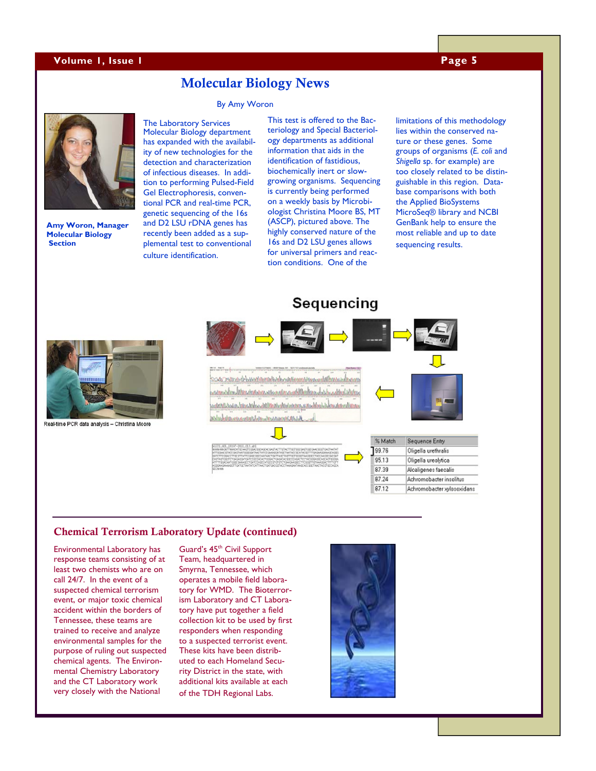# Molecular Biology News

By Amy Woron

**Amy Woron, Manager Molecular Biology Section**

The Laboratory Services Molecular Biology department has expanded with the availability of new technologies for the detection and characterization of infectious diseases. In addition to performing Pulsed-Field Gel Electrophoresis, conventional PCR and real-time PCR, genetic sequencing of the 16s and D2 LSU rDNA genes has recently been added as a supplemental test to conventional culture identification.

This test is offered to the Bacteriology and Special Bacteriology departments as additional information that aids in the identification of fastidious, biochemically inert or slow-growing organisms. Sequencing is currently being performed on a weekly basis by Microbiologist Christina Moore BS, MT (ASCP), pictured above. The highly conserved nature of the 16s and D2 LSU genes allows for universal primers and reaction conditions. One of the limitations of this methodology lies within the conserved nature or these genes. Some groups of organisms (*E. coli* and *Shigella* sp. for example) are too closely related to be distinguishable in this region. Database comparisons with both the Applied BioSystems MicroSeq® library and NCBI GenBank help to ensure the most reliable and up to date sequencing results.

Real-time PCR data analysis – Christina Moore

## Sequencing

| % Match | Sequence Entry |
| --- | --- |
| 99.76 | Oligella urethralis |
| 95.13 | Oligella ureolytica |
| 87.39 | Alcaligenes faecalis |
| 87.24 | Achromobacter insolitus |
| 87.12 | Achromobacter xylosoxidans |

## Chemical Terrorism Laboratory Update (continued)

Environmental Laboratory has response teams consisting of at least two chemists who are on call 24/7. In the event of a suspected chemical terrorism event, or major toxic chemical accident within the borders of Tennessee, these teams are trained to receive and analyze environmental samples for the purpose of ruling out suspected chemical agents. The Environmental Chemistry Laboratory and the CT Laboratory work very closely with the National Guard's 45th Civil Support Team, headquartered in Smyrna, Tennessee, which operates a mobile field laboratory for WMD. The Bioterrorism Laboratory and CT Laboratory have put together a field collection kit to be used by first responders when responding to a suspected terrorist event. These kits have been distributed to each Homeland Security District in the state, with additional kits available at each of the TDH Regional Labs.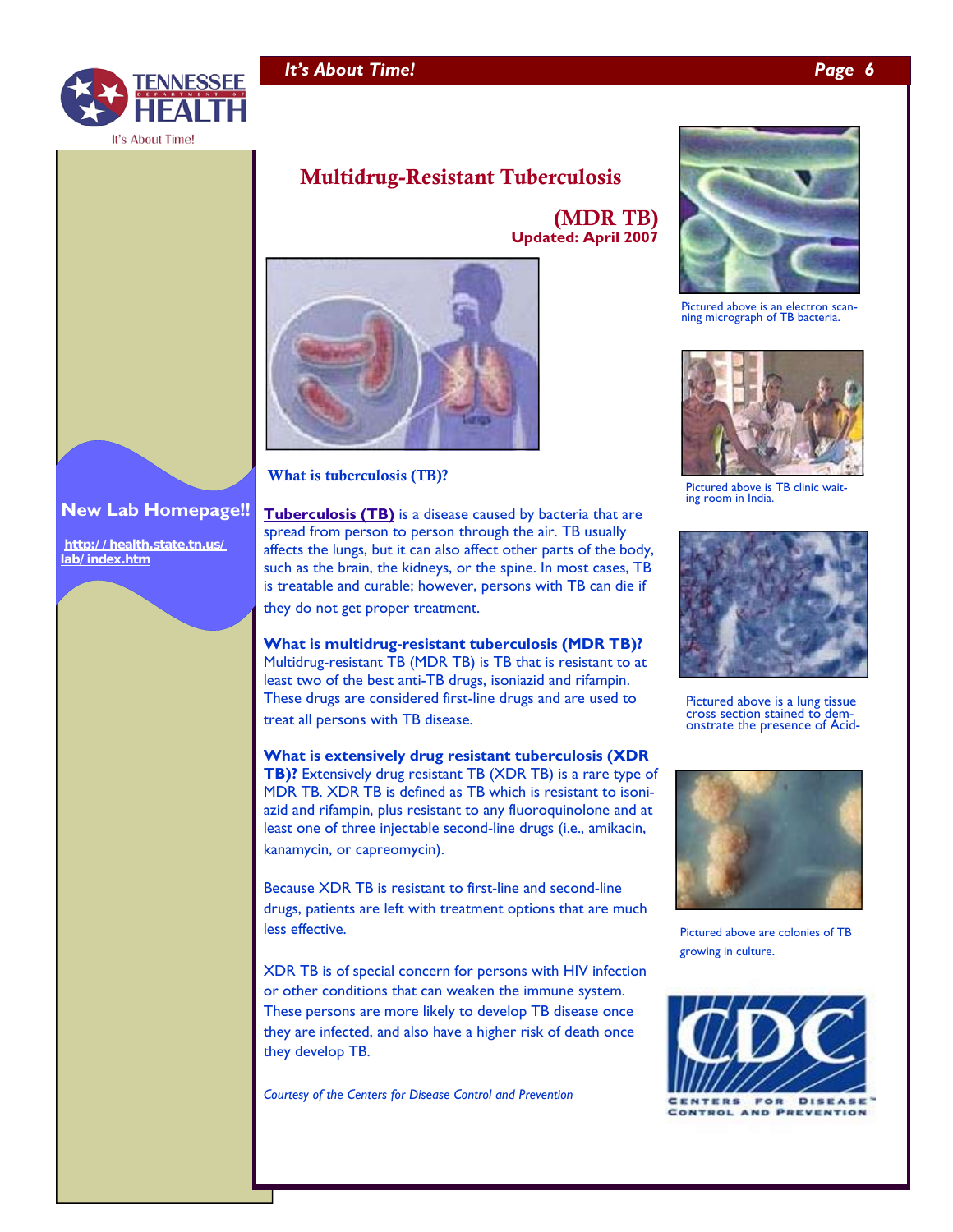## Multidrug-Resistant Tuberculosis (MDR TB)

**Updated: April 2007**

### What is tuberculosis (TB)?

**Tuberculosis (TB)** is a disease caused by bacteria that are spread from person to person through the air. TB usually affects the lungs, but it can also affect other parts of the body, such as the brain, the kidneys, or the spine. In most cases, TB is treatable and curable; however, persons with TB can die if they do not get proper treatment.

**What is multidrug-resistant tuberculosis (MDR TB)?** Multidrug-resistant TB (MDR TB) is TB that is resistant to at least two of the best anti-TB drugs, isoniazid and rifampin. These drugs are considered first-line drugs and are used to treat all persons with TB disease.

**What is extensively drug resistant tuberculosis (XDR TB)?** Extensively drug resistant TB (XDR TB) is a rare type of MDR TB. XDR TB is defined as TB which is resistant to isoniazid and rifampin, plus resistant to any fluoroquinolone and at least one of three injectable second-line drugs (i.e., amikacin, kanamycin, or capreomycin).

Because XDR TB is resistant to first-line and second-line drugs, patients are left with treatment options that are much less effective.

XDR TB is of special concern for persons with HIV infection or other conditions that can weaken the immune system. These persons are more likely to develop TB disease once they are infected, and also have a higher risk of death once they develop TB.

*Courtesy of the Centers for Disease Control and Prevention*

Pictured above is an electron scanning micrograph of TB bacteria.

Pictured above is TB clinic waiting room in India.

Pictured above is a lung tissue cross section stained to demonstrate the presence of Acid-

Pictured above are colonies of TB growing in culture.

**New Lab Homepage!!**

http://health.state.tn.us/lab/index.htm